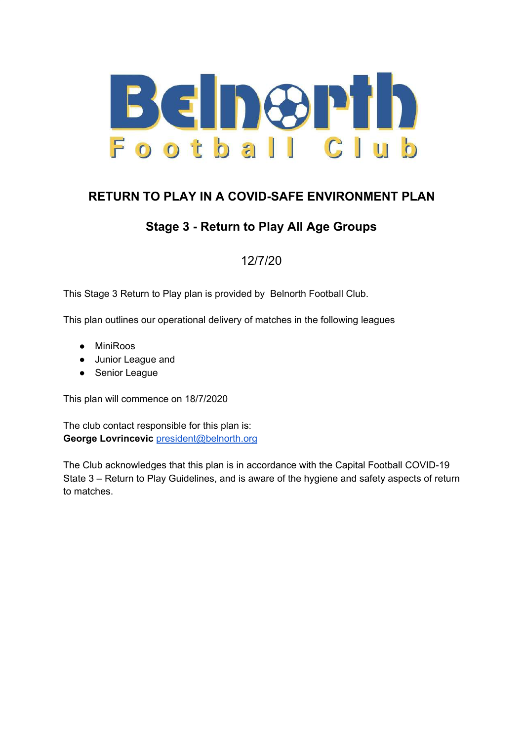# Belnorth Football Club

## RETURN TO PLAY IN A COVID-SAFE ENVIRONMENT PLAN

### Stage 3 - Return to Play All Age Groups

12/7/20

This Stage 3 Return to Play plan is provided by Belnorth Football Club.

This plan outlines our operational delivery of matches in the following leagues

- MiniRoos
- Junior League and
- Senior League

This plan will commence on 18/7/2020

The club contact responsible for this plan is:
**George Lovrincevic** [president@belnorth.org](mailto:president@belnorth.org)

The Club acknowledges that this plan is in accordance with the Capital Football COVID-19 State 3 – Return to Play Guidelines, and is aware of the hygiene and safety aspects of return to matches.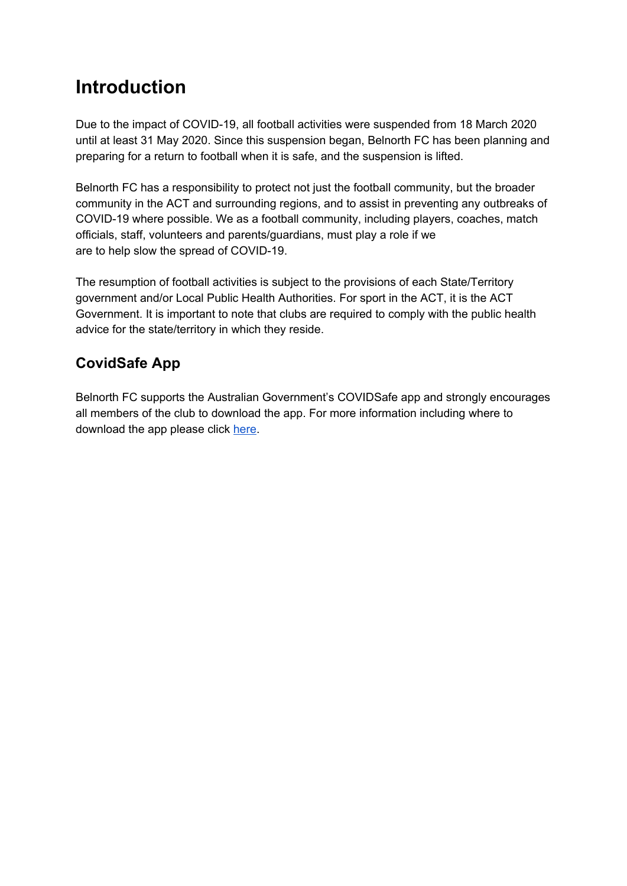# Introduction

Due to the impact of COVID-19, all football activities were suspended from 18 March 2020 until at least 31 May 2020. Since this suspension began, Belnorth FC has been planning and preparing for a return to football when it is safe, and the suspension is lifted.

Belnorth FC has a responsibility to protect not just the football community, but the broader community in the ACT and surrounding regions, and to assist in preventing any outbreaks of COVID-19 where possible. We as a football community, including players, coaches, match officials, staff, volunteers and parents/guardians, must play a role if we are to help slow the spread of COVID-19.

The resumption of football activities is subject to the provisions of each State/Territory government and/or Local Public Health Authorities. For sport in the ACT, it is the ACT Government. It is important to note that clubs are required to comply with the public health advice for the state/territory in which they reside.

## CovidSafe App

Belnorth FC supports the Australian Government's COVIDSafe app and strongly encourages all members of the club to download the app. For more information including where to download the app please click here.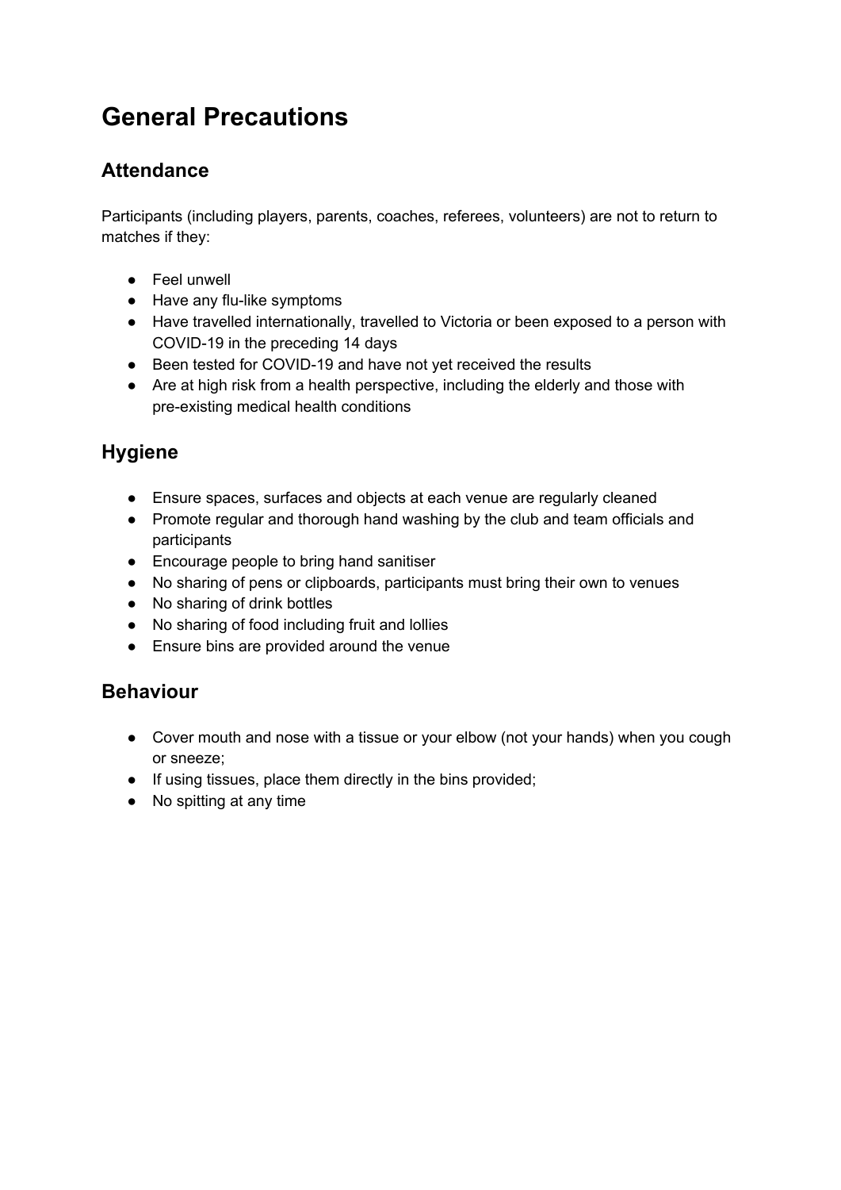# General Precautions

## Attendance

Participants (including players, parents, coaches, referees, volunteers) are not to return to matches if they:

- Feel unwell
- Have any flu-like symptoms
- Have travelled internationally, travelled to Victoria or been exposed to a person with COVID-19 in the preceding 14 days
- Been tested for COVID-19 and have not yet received the results
- Are at high risk from a health perspective, including the elderly and those with pre-existing medical health conditions

## Hygiene

- Ensure spaces, surfaces and objects at each venue are regularly cleaned
- Promote regular and thorough hand washing by the club and team officials and participants
- Encourage people to bring hand sanitiser
- No sharing of pens or clipboards, participants must bring their own to venues
- No sharing of drink bottles
- No sharing of food including fruit and lollies
- Ensure bins are provided around the venue

## Behaviour

- Cover mouth and nose with a tissue or your elbow (not your hands) when you cough or sneeze;
- If using tissues, place them directly in the bins provided;
- No spitting at any time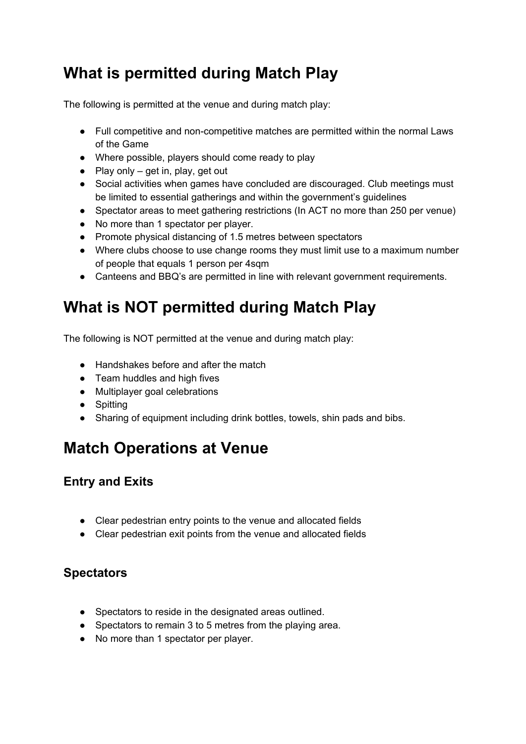# What is permitted during Match Play

The following is permitted at the venue and during match play:

- Full competitive and non-competitive matches are permitted within the normal Laws of the Game
- Where possible, players should come ready to play
- Play only – get in, play, get out
- Social activities when games have concluded are discouraged. Club meetings must be limited to essential gatherings and within the government's guidelines
- Spectator areas to meet gathering restrictions (In ACT no more than 250 per venue)
- No more than 1 spectator per player.
- Promote physical distancing of 1.5 metres between spectators
- Where clubs choose to use change rooms they must limit use to a maximum number of people that equals 1 person per 4sqm
- Canteens and BBQ's are permitted in line with relevant government requirements.

# What is NOT permitted during Match Play

The following is NOT permitted at the venue and during match play:

- Handshakes before and after the match
- Team huddles and high fives
- Multiplayer goal celebrations
- Spitting
- Sharing of equipment including drink bottles, towels, shin pads and bibs.

# Match Operations at Venue

## Entry and Exits

- Clear pedestrian entry points to the venue and allocated fields
- Clear pedestrian exit points from the venue and allocated fields

## Spectators

- Spectators to reside in the designated areas outlined.
- Spectators to remain 3 to 5 metres from the playing area.
- No more than 1 spectator per player.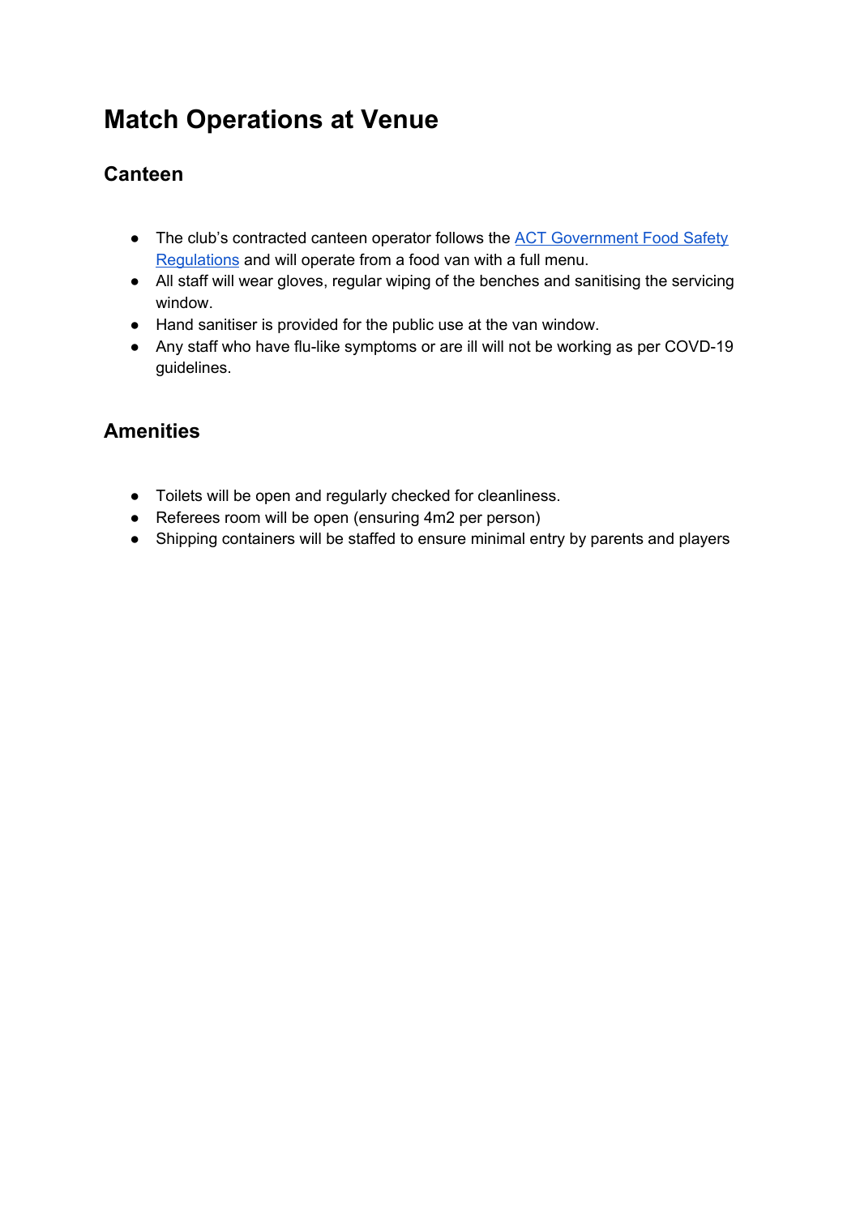# Match Operations at Venue

## Canteen

- The club's contracted canteen operator follows the [ACT Government Food Safety Regulations]() and will operate from a food van with a full menu.
- All staff will wear gloves, regular wiping of the benches and sanitising the servicing window.
- Hand sanitiser is provided for the public use at the van window.
- Any staff who have flu-like symptoms or are ill will not be working as per COVD-19 guidelines.

## Amenities

- Toilets will be open and regularly checked for cleanliness.
- Referees room will be open (ensuring 4m2 per person)
- Shipping containers will be staffed to ensure minimal entry by parents and players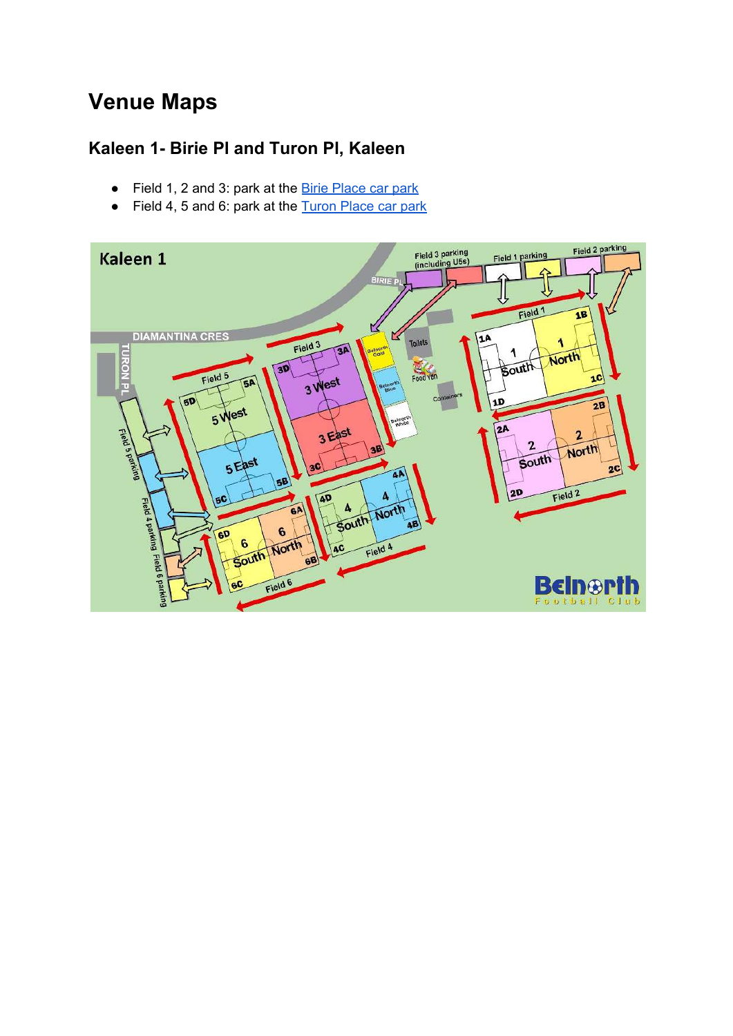# Venue Maps

## Kaleen 1- Birie Pl and Turon Pl, Kaleen

- Field 1, 2 and 3: park at the [Birie Place car park]
- Field 4, 5 and 6: park at the [Turon Place car park]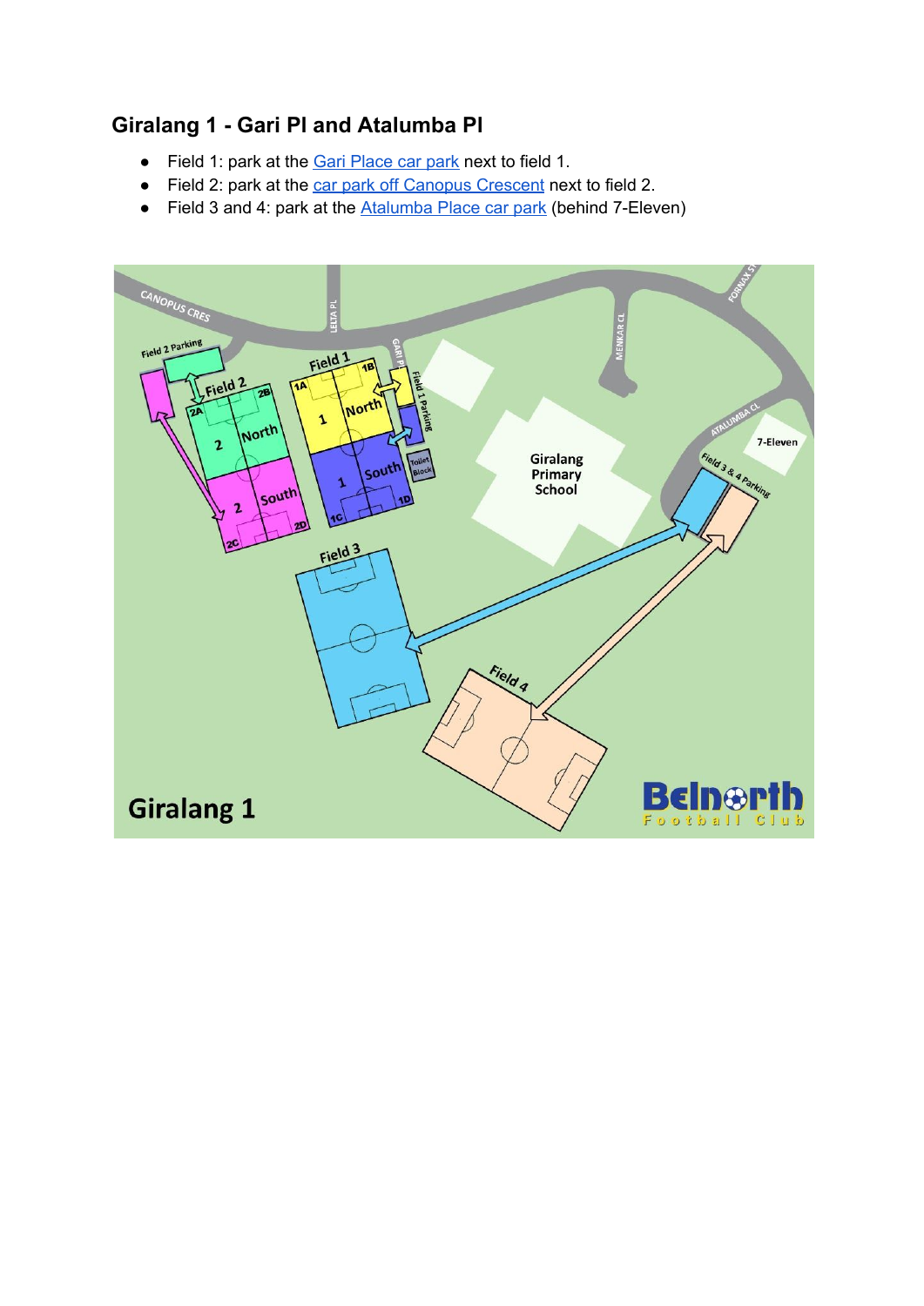## Giralang 1 - Gari Pl and Atalumba Pl

- Field 1: park at the Gari Place car park next to field 1.
- Field 2: park at the car park off Canopus Crescent next to field 2.
- Field 3 and 4: park at the Atalumba Place car park (behind 7-Eleven)

CANOPUS CRES
LELIA PL
GARI PL
MENKAR CL
FORNAX ST
ATALUMBA CL
7-Eleven
Field 2 Parking
Field 2
2A
2B
2
North
2
South
2C
2D
Field 1
1A
1B
1
North
1
South
1C
1D
Field 1 Parking
Toilet Block
Giralang Primary School
Field 3 & 4 Parking
Field 3
Field 4
Giralang 1
Belnorth Football Club